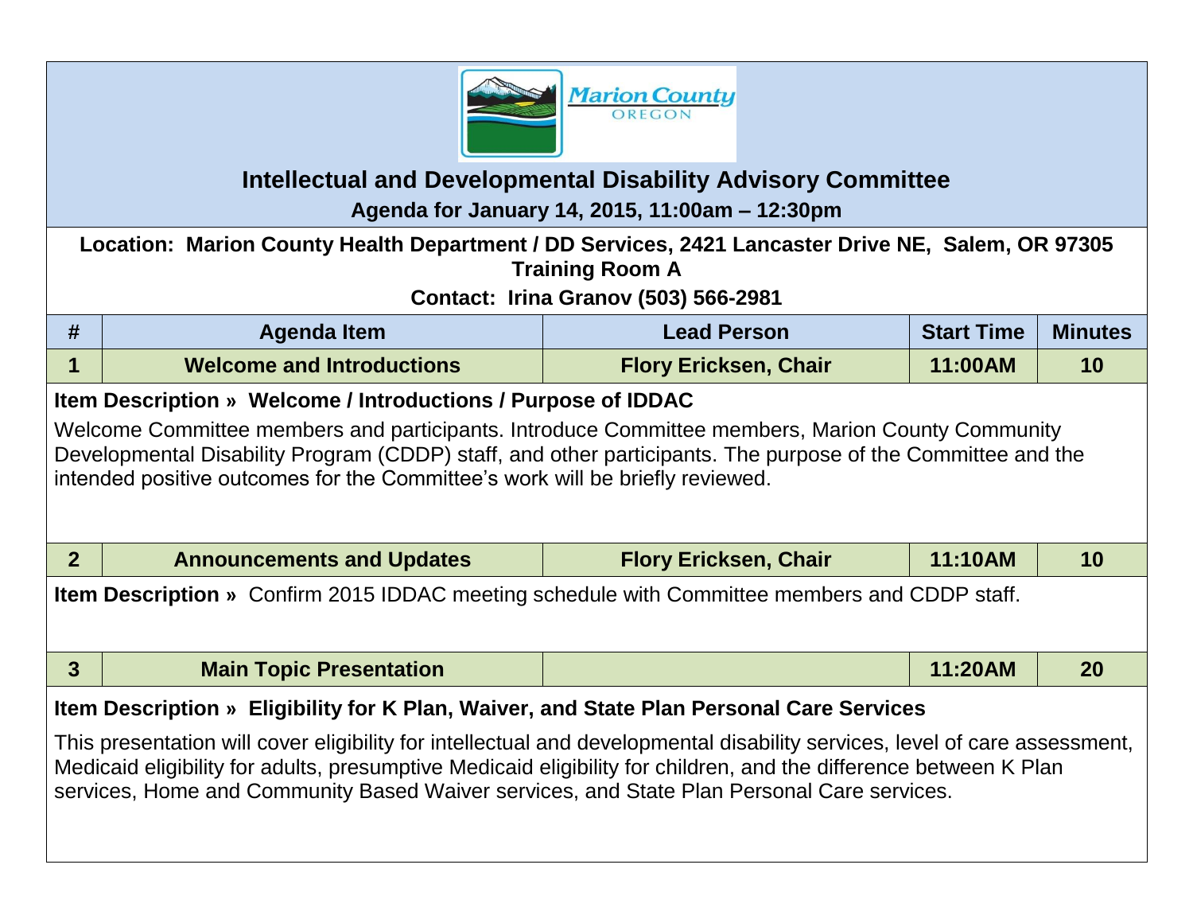Marion County
OREGON

# Intellectual and Developmental Disability Advisory Committee

**Agenda for January 14, 2015, 11:00am – 12:30pm**

**Location: Marion County Health Department / DD Services, 2421 Lancaster Drive NE, Salem, OR 97305**
**Training Room A**

**Contact: Irina Granov (503) 566-2981**

| # | Agenda Item | Lead Person | Start Time | Minutes |
|---|---|---|---|---|
| 1 | Welcome and Introductions | Flory Ericksen, Chair | 11:00AM | 10 |

**Item Description » Welcome / Introductions / Purpose of IDDAC**

Welcome Committee members and participants. Introduce Committee members, Marion County Community Developmental Disability Program (CDDP) staff, and other participants. The purpose of the Committee and the intended positive outcomes for the Committee's work will be briefly reviewed.

| # | Agenda Item | Lead Person | Start Time | Minutes |
|---|---|---|---|---|
| 2 | Announcements and Updates | Flory Ericksen, Chair | 11:10AM | 10 |

**Item Description »** Confirm 2015 IDDAC meeting schedule with Committee members and CDDP staff.

| # | Agenda Item | Lead Person | Start Time | Minutes |
|---|---|---|---|---|
| 3 | Main Topic Presentation | | 11:20AM | 20 |

**Item Description » Eligibility for K Plan, Waiver, and State Plan Personal Care Services**

This presentation will cover eligibility for intellectual and developmental disability services, level of care assessment, Medicaid eligibility for adults, presumptive Medicaid eligibility for children, and the difference between K Plan services, Home and Community Based Waiver services, and State Plan Personal Care services.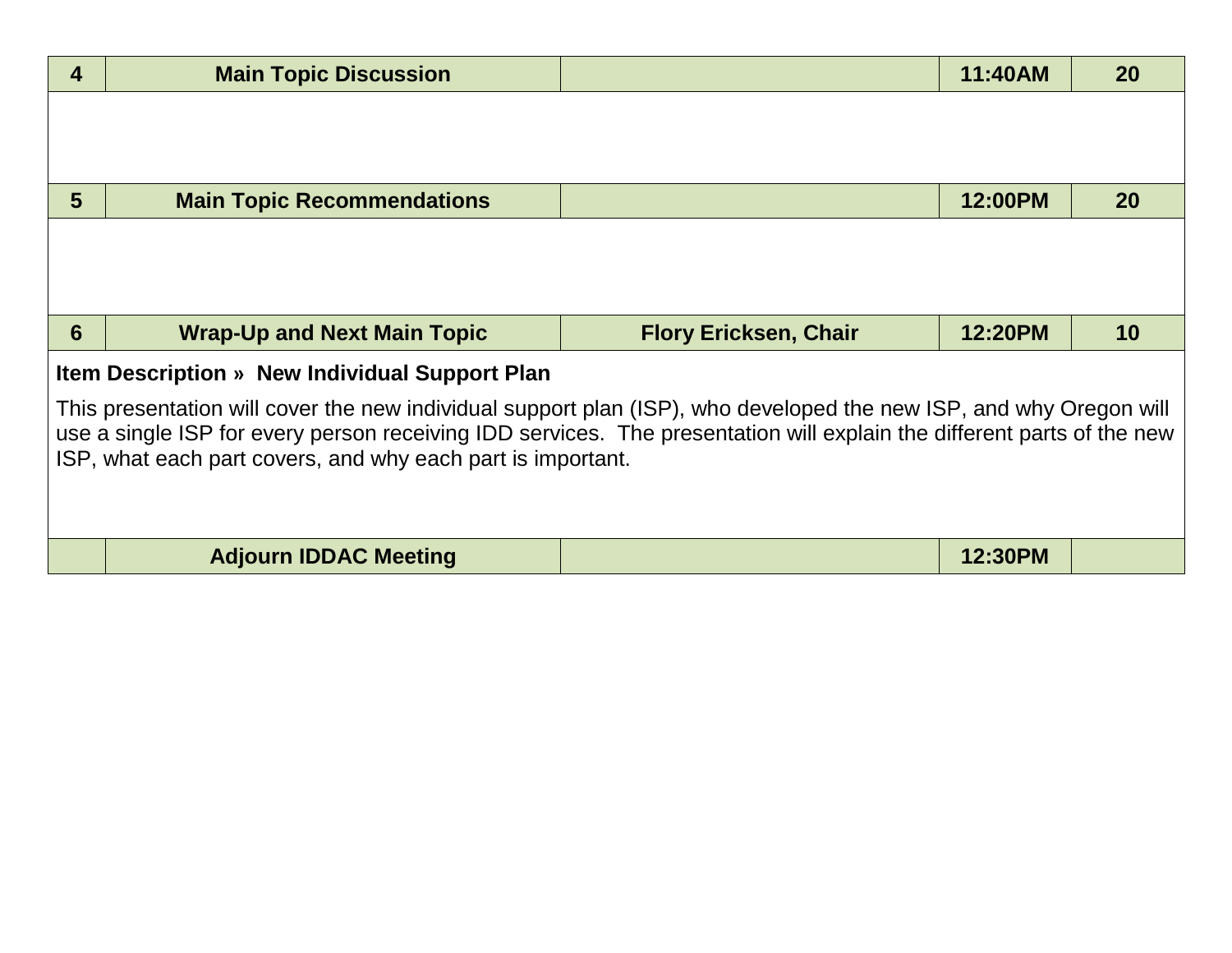| | | | | |
|---|---|---|---|---|
| **4** | **Main Topic Discussion** | | **11:40AM** | **20** |
| | | | | |
| **5** | **Main Topic Recommendations** | | **12:00PM** | **20** |
| | | | | |
| **6** | **Wrap-Up and Next Main Topic** | **Flory Ericksen, Chair** | **12:20PM** | **10** |
| **Item Description » New Individual Support Plan**<br><br>This presentation will cover the new individual support plan (ISP), who developed the new ISP, and why Oregon will use a single ISP for every person receiving IDD services. The presentation will explain the different parts of the new ISP, what each part covers, and why each part is important. | | | | |
| | **Adjourn IDDAC Meeting** | | **12:30PM** | |